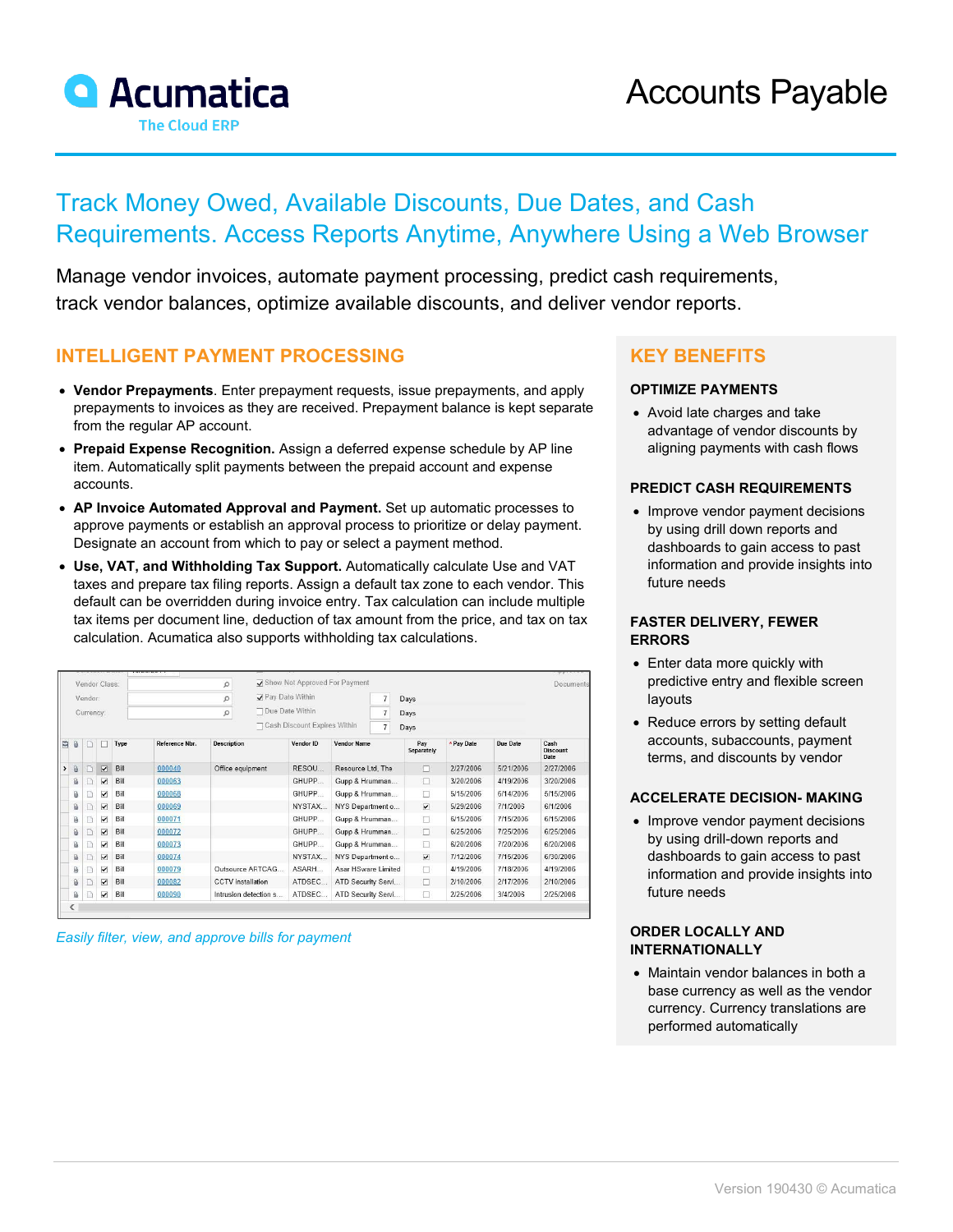# Accounts Payable

Acumatica
The Cloud ERP

## Track Money Owed, Available Discounts, Due Dates, and Cash Requirements. Access Reports Anytime, Anywhere Using a Web Browser

Manage vendor invoices, automate payment processing, predict cash requirements, track vendor balances, optimize available discounts, and deliver vendor reports.

## INTELLIGENT PAYMENT PROCESSING

- **Vendor Prepayments**. Enter prepayment requests, issue prepayments, and apply prepayments to invoices as they are received. Prepayment balance is kept separate from the regular AP account.
- **Prepaid Expense Recognition.** Assign a deferred expense schedule by AP line item. Automatically split payments between the prepaid account and expense accounts.
- **AP Invoice Automated Approval and Payment.** Set up automatic processes to approve payments or establish an approval process to prioritize or delay payment. Designate an account from which to pay or select a payment method.
- **Use, VAT, and Withholding Tax Support.** Automatically calculate Use and VAT taxes and prepare tax filing reports. Assign a default tax zone to each vendor. This default can be overridden during invoice entry. Tax calculation can include multiple tax items per document line, deduction of tax amount from the price, and tax on tax calculation. Acumatica also supports withholding tax calculations.

| Type | Reference Nbr. | Description | Vendor ID | Vendor Name | Pay Separately | Pay Date | Due Date | Cash Discount Date |
|---|---|---|---|---|---|---|---|---|
| Bill | 000040 | Office equipment | RESOU... | Resource Ltd, The | ☐ | 2/27/2006 | 5/21/2006 | 2/27/2006 |
| Bill | 000063 | | GHUPP... | Gupp & Hrumman... | ☐ | 3/20/2006 | 4/19/2006 | 3/20/2006 |
| Bill | 000068 | | GHUPP... | Gupp & Hrumman... | ☐ | 5/15/2006 | 6/14/2006 | 5/15/2006 |
| Bill | 000069 | | NYSTAX... | NYS Department o... | ☑ | 5/29/2006 | 7/1/2006 | 6/1/2006 |
| Bill | 000071 | | GHUPP... | Gupp & Hrumman... | ☐ | 6/15/2006 | 7/15/2006 | 6/15/2006 |
| Bill | 000072 | | GHUPP... | Gupp & Hrumman... | ☐ | 6/25/2006 | 7/25/2006 | 6/25/2006 |
| Bill | 000073 | | GHUPP... | Gupp & Hrumman... | ☐ | 6/20/2006 | 7/20/2006 | 6/20/2006 |
| Bill | 000074 | | NYSTAX... | NYS Department o... | ☑ | 7/12/2006 | 7/15/2006 | 6/30/2006 |
| Bill | 000079 | Outsource ARTCAG... | ASARH... | Asar HSware Limited | ☐ | 4/19/2006 | 7/18/2006 | 4/19/2006 |
| Bill | 000082 | CCTV installation | ATDSEC... | ATD Security Servi... | ☐ | 2/10/2006 | 2/17/2006 | 2/10/2006 |
| Bill | 000090 | Intrusion detection s... | ATDSEC... | ATD Security Servi... | ☐ | 2/25/2006 | 3/4/2006 | 2/25/2006 |

*Easily filter, view, and approve bills for payment*

## KEY BENEFITS

### OPTIMIZE PAYMENTS

- Avoid late charges and take advantage of vendor discounts by aligning payments with cash flows

### PREDICT CASH REQUIREMENTS

- Improve vendor payment decisions by using drill down reports and dashboards to gain access to past information and provide insights into future needs

### FASTER DELIVERY, FEWER ERRORS

- Enter data more quickly with predictive entry and flexible screen layouts
- Reduce errors by setting default accounts, subaccounts, payment terms, and discounts by vendor

### ACCELERATE DECISION- MAKING

- Improve vendor payment decisions by using drill-down reports and dashboards to gain access to past information and provide insights into future needs

### ORDER LOCALLY AND INTERNATIONALLY

- Maintain vendor balances in both a base currency as well as the vendor currency. Currency translations are performed automatically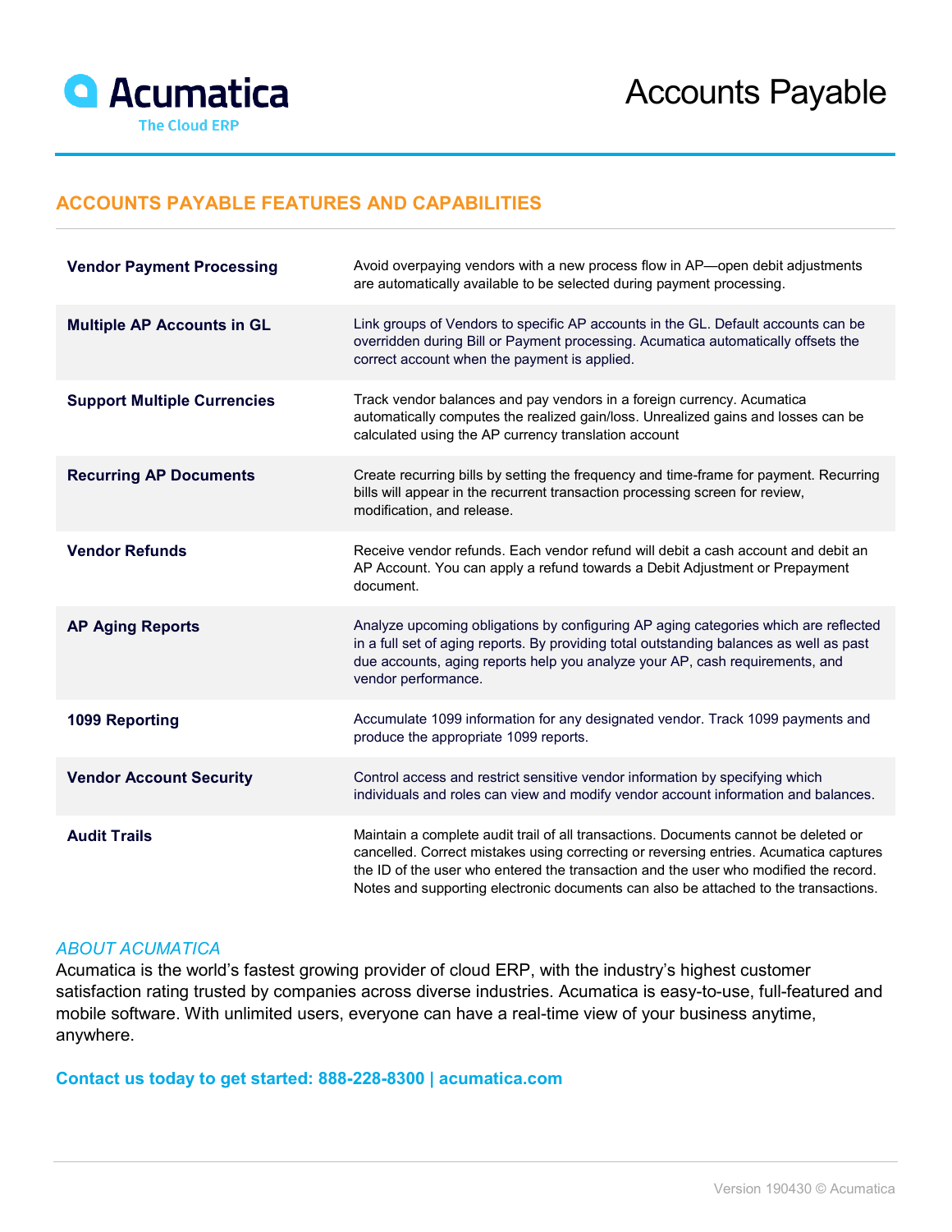# Accounts Payable

## ACCOUNTS PAYABLE FEATURES AND CAPABILITIES

| | |
|---|---|
| **Vendor Payment Processing** | Avoid overpaying vendors with a new process flow in AP—open debit adjustments are automatically available to be selected during payment processing. |
| **Multiple AP Accounts in GL** | Link groups of Vendors to specific AP accounts in the GL. Default accounts can be overridden during Bill or Payment processing. Acumatica automatically offsets the correct account when the payment is applied. |
| **Support Multiple Currencies** | Track vendor balances and pay vendors in a foreign currency. Acumatica automatically computes the realized gain/loss. Unrealized gains and losses can be calculated using the AP currency translation account |
| **Recurring AP Documents** | Create recurring bills by setting the frequency and time-frame for payment. Recurring bills will appear in the recurrent transaction processing screen for review, modification, and release. |
| **Vendor Refunds** | Receive vendor refunds. Each vendor refund will debit a cash account and debit an AP Account. You can apply a refund towards a Debit Adjustment or Prepayment document. |
| **AP Aging Reports** | Analyze upcoming obligations by configuring AP aging categories which are reflected in a full set of aging reports. By providing total outstanding balances as well as past due accounts, aging reports help you analyze your AP, cash requirements, and vendor performance. |
| **1099 Reporting** | Accumulate 1099 information for any designated vendor. Track 1099 payments and produce the appropriate 1099 reports. |
| **Vendor Account Security** | Control access and restrict sensitive vendor information by specifying which individuals and roles can view and modify vendor account information and balances. |
| **Audit Trails** | Maintain a complete audit trail of all transactions. Documents cannot be deleted or cancelled. Correct mistakes using correcting or reversing entries. Acumatica captures the ID of the user who entered the transaction and the user who modified the record. Notes and supporting electronic documents can also be attached to the transactions. |

### *ABOUT ACUMATICA*

Acumatica is the world's fastest growing provider of cloud ERP, with the industry's highest customer satisfaction rating trusted by companies across diverse industries. Acumatica is easy-to-use, full-featured and mobile software. With unlimited users, everyone can have a real-time view of your business anytime, anywhere.

**Contact us today to get started: 888-228-8300 | acumatica.com**

Version 190430 © Acumatica